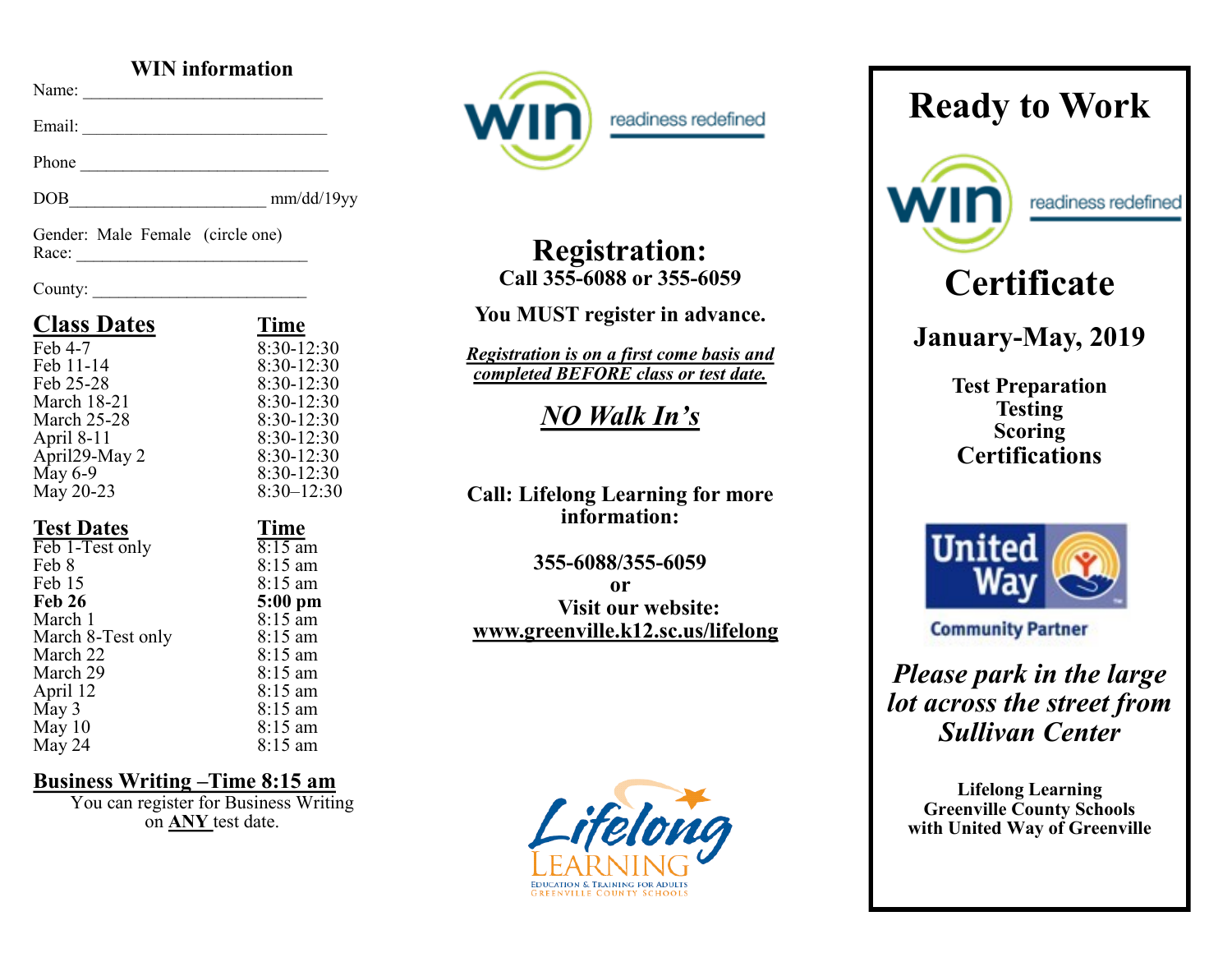## WIN information

Name: ____________________________

Email: ____________________________

Phone ____________________________

DOB______________________ mm/dd/19yy

Gender: Male Female (circle one)
Race: ___________________________

County: _________________________

| Class Dates | Time |
|---|---|
| Feb 4-7 | 8:30-12:30 |
| Feb 11-14 | 8:30-12:30 |
| Feb 25-28 | 8:30-12:30 |
| March 18-21 | 8:30-12:30 |
| March 25-28 | 8:30-12:30 |
| April 8-11 | 8:30-12:30 |
| April29-May 2 | 8:30-12:30 |
| May 6-9 | 8:30-12:30 |
| May 20-23 | 8:30–12:30 |

| Test Dates | Time |
|---|---|
| Feb 1-Test only | 8:15 am |
| Feb 8 | 8:15 am |
| Feb 15 | 8:15 am |
| **Feb 26** | **5:00 pm** |
| March 1 | 8:15 am |
| March 8-Test only | 8:15 am |
| March 22 | 8:15 am |
| March 29 | 8:15 am |
| April 12 | 8:15 am |
| May 3 | 8:15 am |
| May 10 | 8:15 am |
| May 24 | 8:15 am |

**Business Writing –Time 8:15 am**

You can register for Business Writing on **ANY** test date.

win readiness redefined

# Registration:

**Call 355-6088 or 355-6059**

**You MUST register in advance.**

***Registration is on a first come basis and completed BEFORE class or test date.***

## *NO Walk In's*

**Call: Lifelong Learning for more information:**

**355-6088/355-6059**
**or**
**Visit our website:**
**www.greenville.k12.sc.us/lifelong**

Lifelong LEARNING
EDUCATION & TRAINING FOR ADULTS
GREENVILLE COUNTY SCHOOLS

# Ready to Work

win readiness redefined

# Certificate

## January-May, 2019

**Test Preparation**
**Testing**
**Scoring**
**Certifications**

United Way
Community Partner

***Please park in the large lot across the street from Sullivan Center***

**Lifelong Learning**
**Greenville County Schools**
**with United Way of Greenville**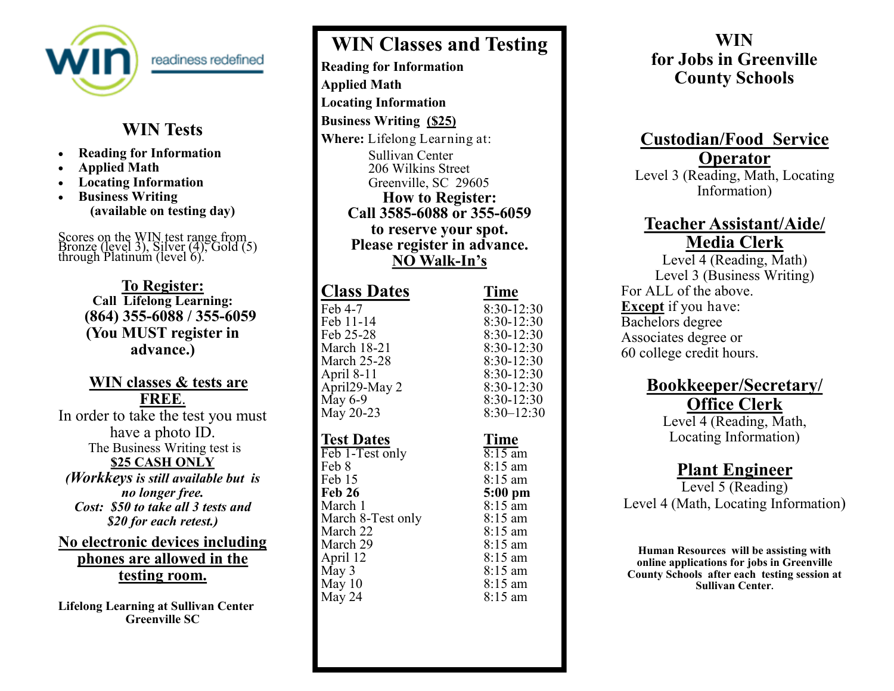win readiness redefined

## WIN Tests

- **Reading for Information**
- **Applied Math**
- **Locating Information**
- **Business Writing**
  **(available on testing day)**

Scores on the WIN test range from Bronze (level 3), Silver (4), Gold (5) through Platinum (level 6).

**To Register:**
**Call Lifelong Learning:**
**(864) 355-6088 / 355-6059**
**(You MUST register in advance.)**

**WIN classes & tests are FREE.**

In order to take the test you must have a photo ID.

The Business Writing test is
**$25 CASH ONLY**

***(Workkeys is still available but is no longer free.***
***Cost: $50 to take all 3 tests and $20 for each retest.)***

**No electronic devices including phones are allowed in the testing room.**

**Lifelong Learning at Sullivan Center**
**Greenville SC**

## WIN Classes and Testing

**Reading for Information**
**Applied Math**
**Locating Information**
**Business Writing (\$25)**

**Where:** Lifelong Learning at:
Sullivan Center
206 Wilkins Street
Greenville, SC 29605

**How to Register:**
**Call 3585-6088 or 355-6059 to reserve your spot.**
**Please register in advance.**
**NO Walk-In's**

| Class Dates | Time |
|---|---|
| Feb 4-7 | 8:30-12:30 |
| Feb 11-14 | 8:30-12:30 |
| Feb 25-28 | 8:30-12:30 |
| March 18-21 | 8:30-12:30 |
| March 25-28 | 8:30-12:30 |
| April 8-11 | 8:30-12:30 |
| April29-May 2 | 8:30-12:30 |
| May 6-9 | 8:30-12:30 |
| May 20-23 | 8:30–12:30 |

| Test Dates | Time |
|---|---|
| Feb 1-Test only | 8:15 am |
| Feb 8 | 8:15 am |
| Feb 15 | 8:15 am |
| **Feb 26** | **5:00 pm** |
| March 1 | 8:15 am |
| March 8-Test only | 8:15 am |
| March 22 | 8:15 am |
| March 29 | 8:15 am |
| April 12 | 8:15 am |
| May 3 | 8:15 am |
| May 10 | 8:15 am |
| May 24 | 8:15 am |

## WIN for Jobs in Greenville County Schools

**Custodian/Food Service Operator**
Level 3 (Reading, Math, Locating Information)

**Teacher Assistant/Aide/ Media Clerk**
Level 4 (Reading, Math)
Level 3 (Business Writing)

For ALL of the above.
**Except** if you have:
Bachelors degree
Associates degree or
60 college credit hours.

**Bookkeeper/Secretary/ Office Clerk**
Level 4 (Reading, Math, Locating Information)

**Plant Engineer**
Level 5 (Reading)
Level 4 (Math, Locating Information)

**Human Resources will be assisting with online applications for jobs in Greenville County Schools after each testing session at Sullivan Center.**